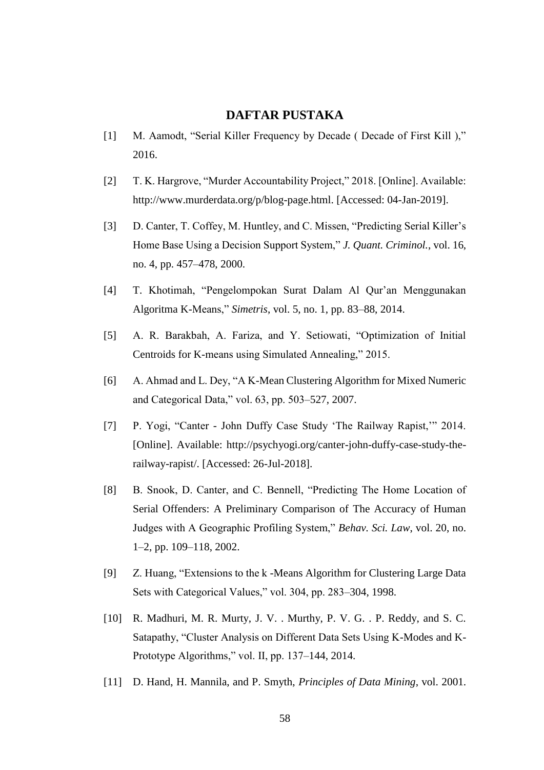# DAFTAR PUSTAKA

[1] M. Aamodt, "Serial Killer Frequency by Decade ( Decade of First Kill )," 2016.

[2] T. K. Hargrove, "Murder Accountability Project," 2018. [Online]. Available: http://www.murderdata.org/p/blog-page.html. [Accessed: 04-Jan-2019].

[3] D. Canter, T. Coffey, M. Huntley, and C. Missen, "Predicting Serial Killer's Home Base Using a Decision Support System," *J. Quant. Criminol.*, vol. 16, no. 4, pp. 457–478, 2000.

[4] T. Khotimah, "Pengelompokan Surat Dalam Al Qur'an Menggunakan Algoritma K-Means," *Simetris*, vol. 5, no. 1, pp. 83–88, 2014.

[5] A. R. Barakbah, A. Fariza, and Y. Setiowati, "Optimization of Initial Centroids for K-means using Simulated Annealing," 2015.

[6] A. Ahmad and L. Dey, "A K-Mean Clustering Algorithm for Mixed Numeric and Categorical Data," vol. 63, pp. 503–527, 2007.

[7] P. Yogi, "Canter - John Duffy Case Study 'The Railway Rapist,'" 2014. [Online]. Available: http://psychyogi.org/canter-john-duffy-case-study-the-railway-rapist/. [Accessed: 26-Jul-2018].

[8] B. Snook, D. Canter, and C. Bennell, "Predicting The Home Location of Serial Offenders: A Preliminary Comparison of The Accuracy of Human Judges with A Geographic Profiling System," *Behav. Sci. Law*, vol. 20, no. 1–2, pp. 109–118, 2002.

[9] Z. Huang, "Extensions to the k -Means Algorithm for Clustering Large Data Sets with Categorical Values," vol. 304, pp. 283–304, 1998.

[10] R. Madhuri, M. R. Murty, J. V. . Murthy, P. V. G. . P. Reddy, and S. C. Satapathy, "Cluster Analysis on Different Data Sets Using K-Modes and K-Prototype Algorithms," vol. II, pp. 137–144, 2014.

[11] D. Hand, H. Mannila, and P. Smyth, *Principles of Data Mining*, vol. 2001.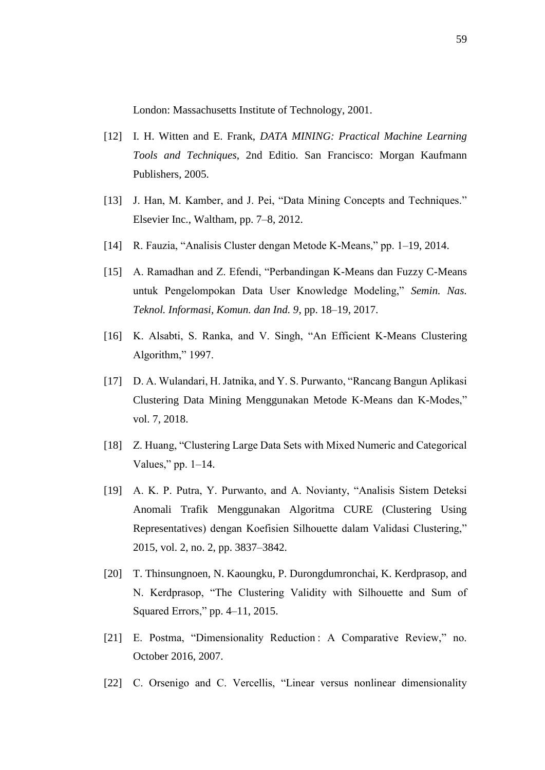London: Massachusetts Institute of Technology, 2001.

[12] I. H. Witten and E. Frank, *DATA MINING: Practical Machine Learning Tools and Techniques*, 2nd Editio. San Francisco: Morgan Kaufmann Publishers, 2005.

[13] J. Han, M. Kamber, and J. Pei, "Data Mining Concepts and Techniques." Elsevier Inc., Waltham, pp. 7–8, 2012.

[14] R. Fauzia, "Analisis Cluster dengan Metode K-Means," pp. 1–19, 2014.

[15] A. Ramadhan and Z. Efendi, "Perbandingan K-Means dan Fuzzy C-Means untuk Pengelompokan Data User Knowledge Modeling," *Semin. Nas. Teknol. Informasi, Komun. dan Ind. 9*, pp. 18–19, 2017.

[16] K. Alsabti, S. Ranka, and V. Singh, "An Efficient K-Means Clustering Algorithm," 1997.

[17] D. A. Wulandari, H. Jatnika, and Y. S. Purwanto, "Rancang Bangun Aplikasi Clustering Data Mining Menggunakan Metode K-Means dan K-Modes," vol. 7, 2018.

[18] Z. Huang, "Clustering Large Data Sets with Mixed Numeric and Categorical Values," pp. 1–14.

[19] A. K. P. Putra, Y. Purwanto, and A. Novianty, "Analisis Sistem Deteksi Anomali Trafik Menggunakan Algoritma CURE (Clustering Using Representatives) dengan Koefisien Silhouette dalam Validasi Clustering," 2015, vol. 2, no. 2, pp. 3837–3842.

[20] T. Thinsungnoen, N. Kaoungku, P. Durongdumronchai, K. Kerdprasop, and N. Kerdprasop, "The Clustering Validity with Silhouette and Sum of Squared Errors," pp. 4–11, 2015.

[21] E. Postma, "Dimensionality Reduction : A Comparative Review," no. October 2016, 2007.

[22] C. Orsenigo and C. Vercellis, "Linear versus nonlinear dimensionality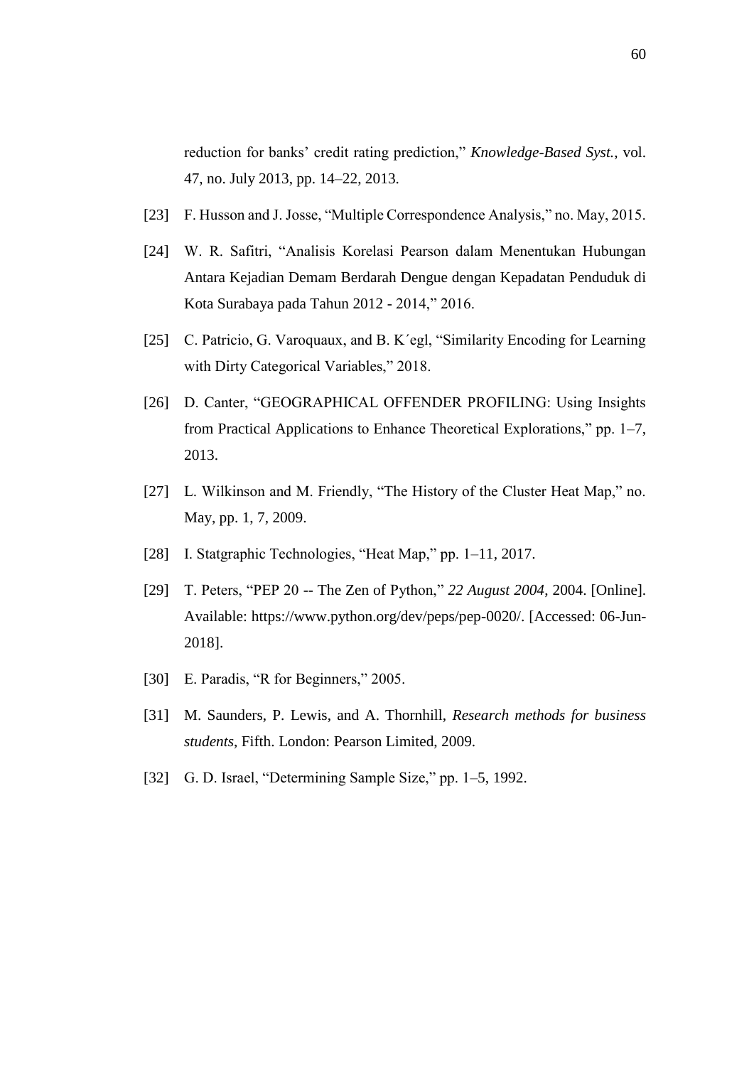reduction for banks' credit rating prediction," *Knowledge-Based Syst.*, vol. 47, no. July 2013, pp. 14–22, 2013.

[23] F. Husson and J. Josse, "Multiple Correspondence Analysis," no. May, 2015.

[24] W. R. Safitri, "Analisis Korelasi Pearson dalam Menentukan Hubungan Antara Kejadian Demam Berdarah Dengue dengan Kepadatan Penduduk di Kota Surabaya pada Tahun 2012 - 2014," 2016.

[25] C. Patricio, G. Varoquaux, and B. K´egl, "Similarity Encoding for Learning with Dirty Categorical Variables," 2018.

[26] D. Canter, "GEOGRAPHICAL OFFENDER PROFILING: Using Insights from Practical Applications to Enhance Theoretical Explorations," pp. 1–7, 2013.

[27] L. Wilkinson and M. Friendly, "The History of the Cluster Heat Map," no. May, pp. 1, 7, 2009.

[28] I. Statgraphic Technologies, "Heat Map," pp. 1–11, 2017.

[29] T. Peters, "PEP 20 -- The Zen of Python," *22 August 2004*, 2004. [Online]. Available: https://www.python.org/dev/peps/pep-0020/. [Accessed: 06-Jun-2018].

[30] E. Paradis, "R for Beginners," 2005.

[31] M. Saunders, P. Lewis, and A. Thornhill, *Research methods for business students*, Fifth. London: Pearson Limited, 2009.

[32] G. D. Israel, "Determining Sample Size," pp. 1–5, 1992.